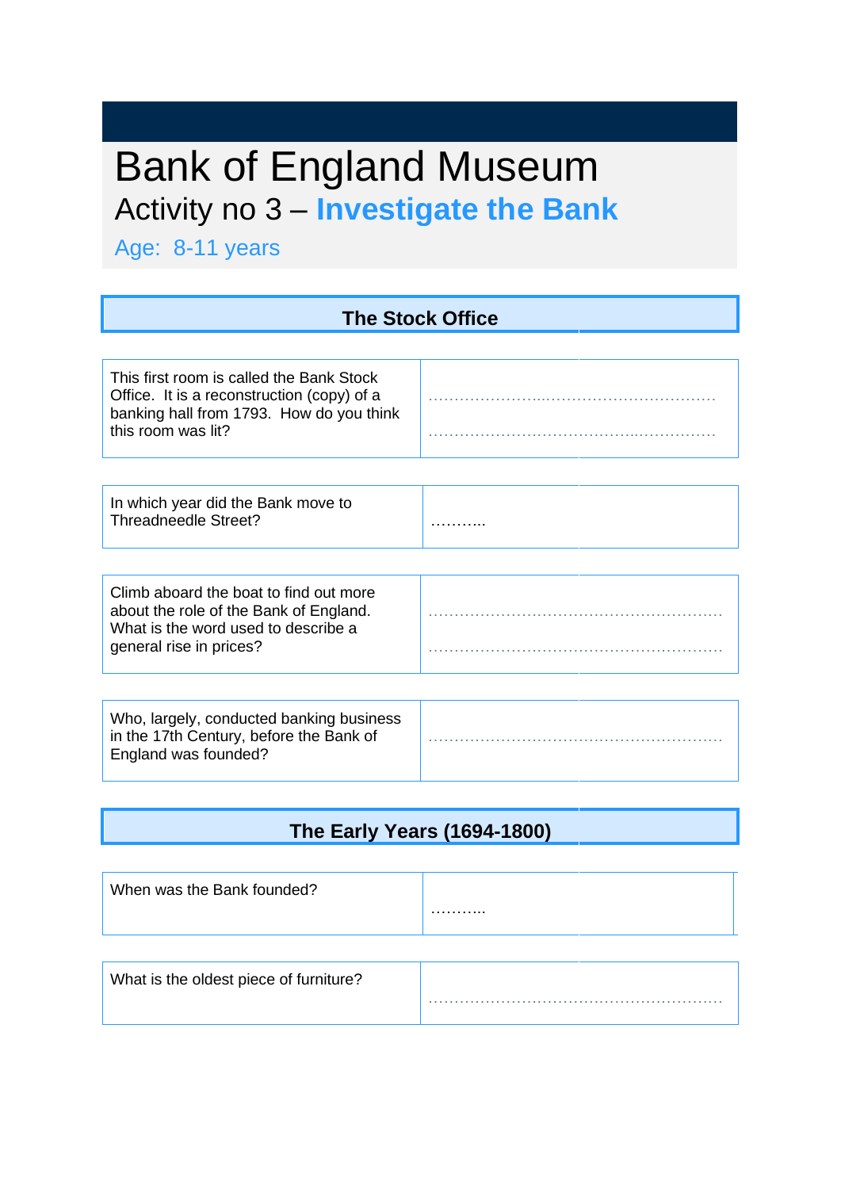# Bank of England Museum

## Activity no 3 – **Investigate the Bank**

Age: 8-11 years

### The Stock Office

| | |
|---|---|
| This first room is called the Bank Stock Office. It is a reconstruction (copy) of a banking hall from 1793. How do you think this room was lit? | ……………………..……………………………… ……………………………………..…………… |

| | |
|---|---|
| In which year did the Bank move to Threadneedle Street? | ……….. |

| | |
|---|---|
| Climb aboard the boat to find out more about the role of the Bank of England. What is the word used to describe a general rise in prices? | ………………………………………………… ………………………………………………… |

| | |
|---|---|
| Who, largely, conducted banking business in the 17th Century, before the Bank of England was founded? | ………………………………………………… |

### The Early Years (1694-1800)

| | |
|---|---|
| When was the Bank founded? | ……….. |

| | |
|---|---|
| What is the oldest piece of furniture? | ………………………………………………… |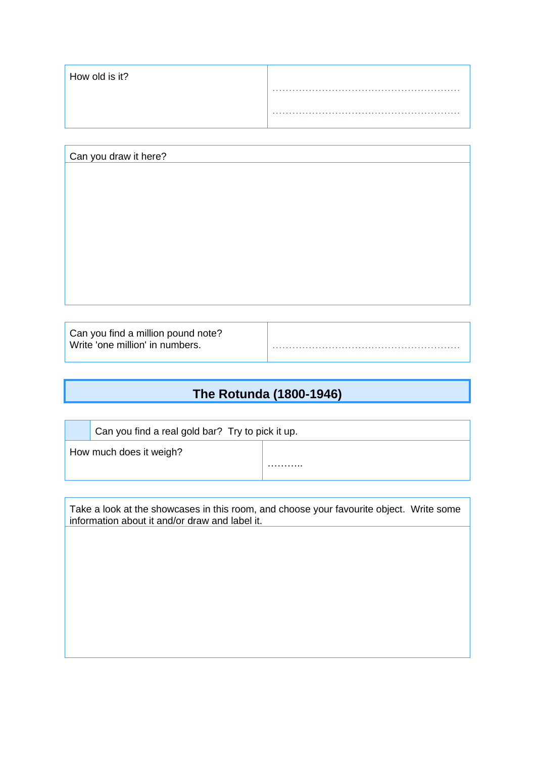| How old is it? | ………………………………………………………… ………………………………………………………… |
|---|---|

| Can you draw it here? |
|---|
| |

| Can you find a million pound note? Write 'one million' in numbers. | ………………………………………………………… |
|---|---|

## The Rotunda (1800-1946)

| | Can you find a real gold bar? Try to pick it up. |
|---|---|
| How much does it weigh? | ……….. |

| Take a look at the showcases in this room, and choose your favourite object. Write some information about it and/or draw and label it. |
|---|
| |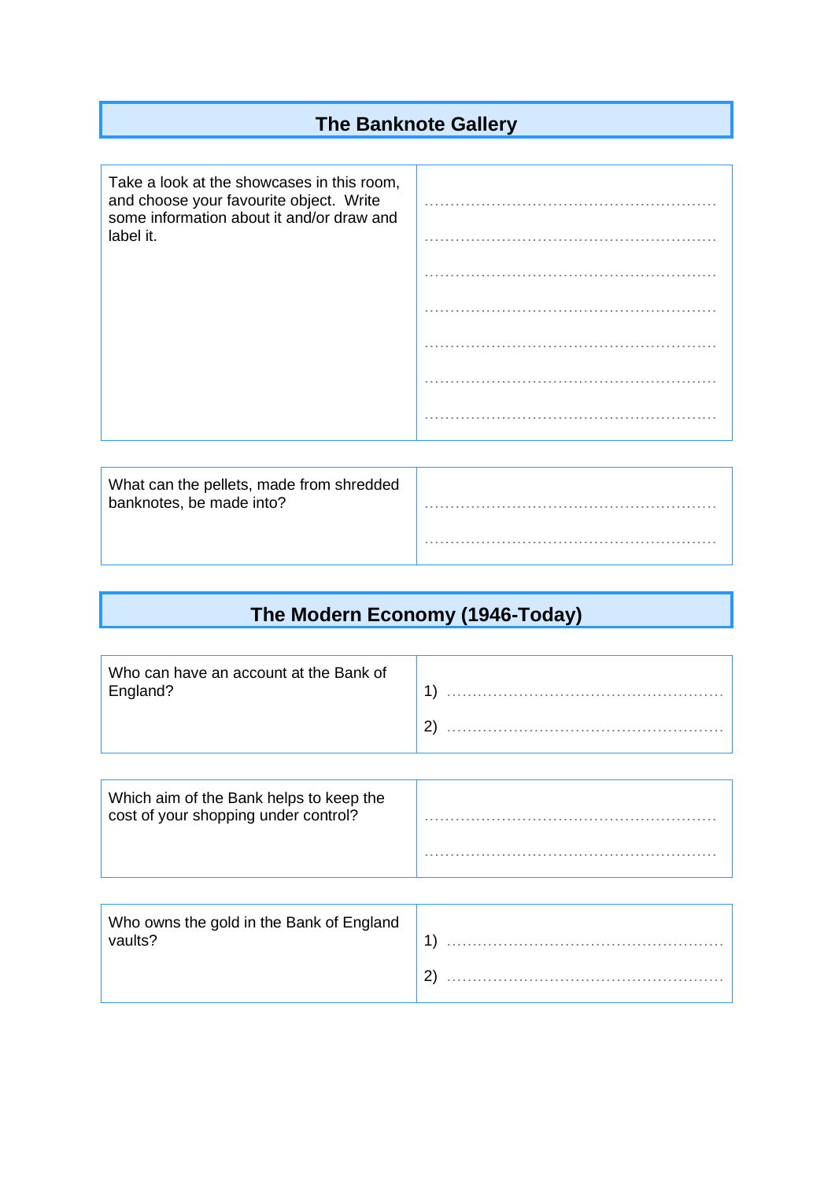## The Banknote Gallery

| | |
|---|---|
| Take a look at the showcases in this room, and choose your favourite object. Write some information about it and/or draw and label it. | ........................................................<br>........................................................<br>........................................................<br>........................................................<br>........................................................<br>........................................................<br>........................................................ |

| | |
|---|---|
| What can the pellets, made from shredded banknotes, be made into? | ........................................................<br>........................................................ |

## The Modern Economy (1946-Today)

| | |
|---|---|
| Who can have an account at the Bank of England? | 1) ........................................................<br>2) ........................................................ |

| | |
|---|---|
| Which aim of the Bank helps to keep the cost of your shopping under control? | ........................................................<br>........................................................ |

| | |
|---|---|
| Who owns the gold in the Bank of England vaults? | 1) ........................................................<br>2) ........................................................ |